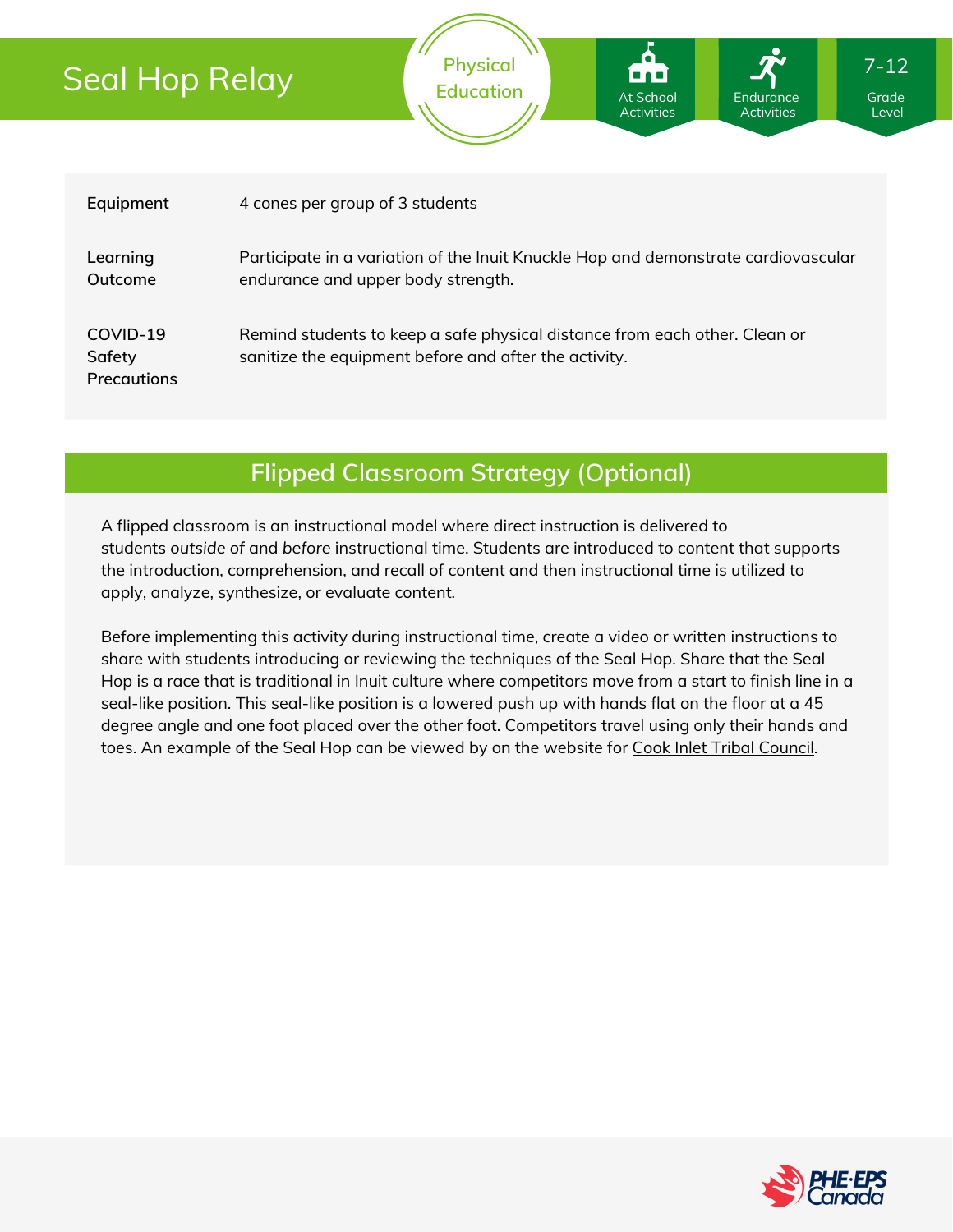# Seal Hop Relay

Physical Education

At School Activities | Endurance Activities | 7-12 Grade Level

| | |
|---|---|
| **Equipment** | 4 cones per group of 3 students |
| **Learning Outcome** | Participate in a variation of the Inuit Knuckle Hop and demonstrate cardiovascular endurance and upper body strength. |
| **COVID-19 Safety Precautions** | Remind students to keep a safe physical distance from each other. Clean or sanitize the equipment before and after the activity. |

## Flipped Classroom Strategy (Optional)

A flipped classroom is an instructional model where direct instruction is delivered to students *outside of* and *before* instructional time. Students are introduced to content that supports the introduction, comprehension, and recall of content and then instructional time is utilized to apply, analyze, synthesize, or evaluate content.

Before implementing this activity during instructional time, create a video or written instructions to share with students introducing or reviewing the techniques of the Seal Hop. Share that the Seal Hop is a race that is traditional in Inuit culture where competitors move from a start to finish line in a seal-like position. This seal-like position is a lowered push up with hands flat on the floor at a 45 degree angle and one foot placed over the other foot. Competitors travel using only their hands and toes. An example of the Seal Hop can be viewed by on the website for Cook Inlet Tribal Council.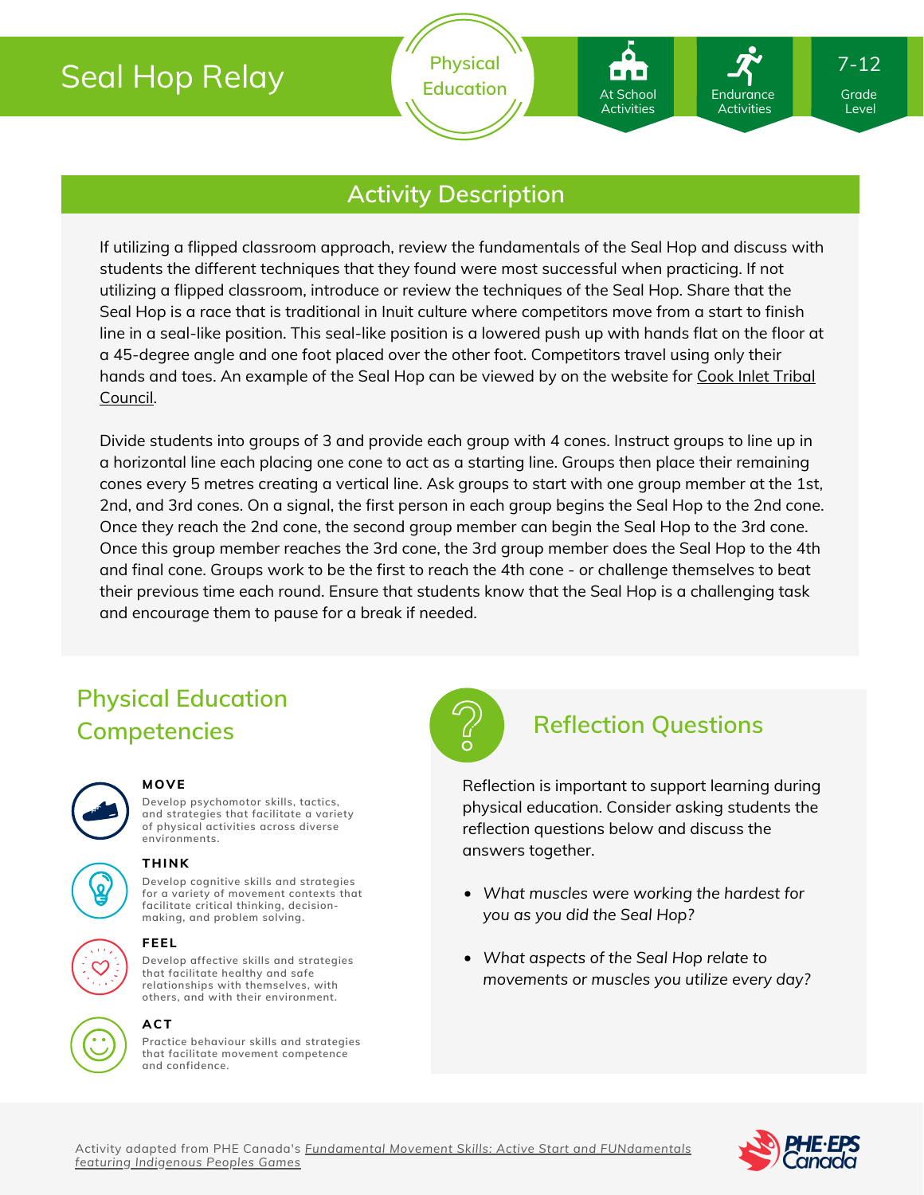# Seal Hop Relay

Physical Education

At School Activities | Endurance Activities | 7-12 Grade Level

## Activity Description

If utilizing a flipped classroom approach, review the fundamentals of the Seal Hop and discuss with students the different techniques that they found were most successful when practicing. If not utilizing a flipped classroom, introduce or review the techniques of the Seal Hop. Share that the Seal Hop is a race that is traditional in Inuit culture where competitors move from a start to finish line in a seal-like position. This seal-like position is a lowered push up with hands flat on the floor at a 45-degree angle and one foot placed over the other foot. Competitors travel using only their hands and toes. An example of the Seal Hop can be viewed by on the website for Cook Inlet Tribal Council.

Divide students into groups of 3 and provide each group with 4 cones. Instruct groups to line up in a horizontal line each placing one cone to act as a starting line. Groups then place their remaining cones every 5 metres creating a vertical line. Ask groups to start with one group member at the 1st, 2nd, and 3rd cones. On a signal, the first person in each group begins the Seal Hop to the 2nd cone. Once they reach the 2nd cone, the second group member can begin the Seal Hop to the 3rd cone. Once this group member reaches the 3rd cone, the 3rd group member does the Seal Hop to the 4th and final cone. Groups work to be the first to reach the 4th cone - or challenge themselves to beat their previous time each round. Ensure that students know that the Seal Hop is a challenging task and encourage them to pause for a break if needed.

## Physical Education Competencies

**MOVE**
Develop psychomotor skills, tactics, and strategies that facilitate a variety of physical activities across diverse environments.

**THINK**
Develop cognitive skills and strategies for a variety of movement contexts that facilitate critical thinking, decision-making, and problem solving.

**FEEL**
Develop affective skills and strategies that facilitate healthy and safe relationships with themselves, with others, and with their environment.

**ACT**
Practice behaviour skills and strategies that facilitate movement competence and confidence.

## Reflection Questions

Reflection is important to support learning during physical education. Consider asking students the reflection questions below and discuss the answers together.

- *What muscles were working the hardest for you as you did the Seal Hop?*
- *What aspects of the Seal Hop relate to movements or muscles you utilize every day?*

Activity adapted from PHE Canada's *Fundamental Movement Skills: Active Start and FUNdamentals featuring Indigenous Peoples Games*

PHE-EPS Canada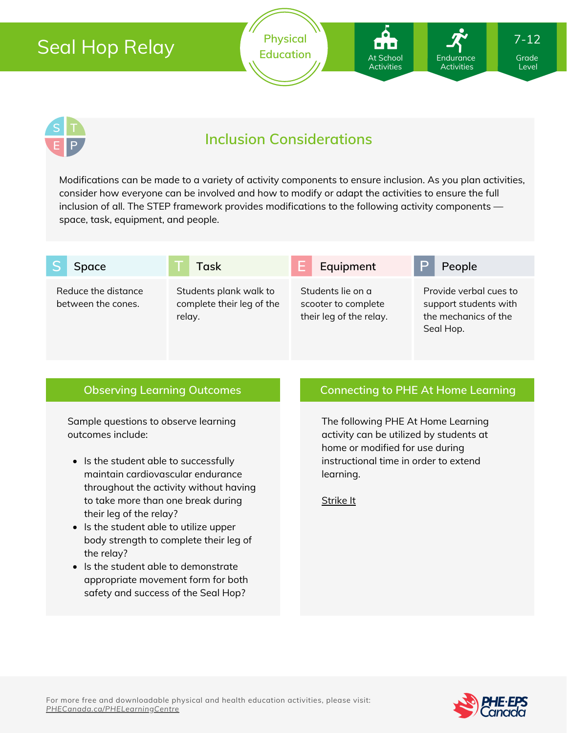# Seal Hop Relay

Physical Education

At School Activities | Endurance Activities | 7-12 Grade Level

## Inclusion Considerations

Modifications can be made to a variety of activity components to ensure inclusion. As you plan activities, consider how everyone can be involved and how to modify or adapt the activities to ensure the full inclusion of all. The STEP framework provides modifications to the following activity components — space, task, equipment, and people.

| S Space | T Task | E Equipment | P People |
|---|---|---|---|
| Reduce the distance between the cones. | Students plank walk to complete their leg of the relay. | Students lie on a scooter to complete their leg of the relay. | Provide verbal cues to support students with the mechanics of the Seal Hop. |

## Observing Learning Outcomes

Sample questions to observe learning outcomes include:

- Is the student able to successfully maintain cardiovascular endurance throughout the activity without having to take more than one break during their leg of the relay?
- Is the student able to utilize upper body strength to complete their leg of the relay?
- Is the student able to demonstrate appropriate movement form for both safety and success of the Seal Hop?

## Connecting to PHE At Home Learning

The following PHE At Home Learning activity can be utilized by students at home or modified for use during instructional time in order to extend learning.

Strike It

For more free and downloadable physical and health education activities, please visit: PHECanada.ca/PHELearningCentre